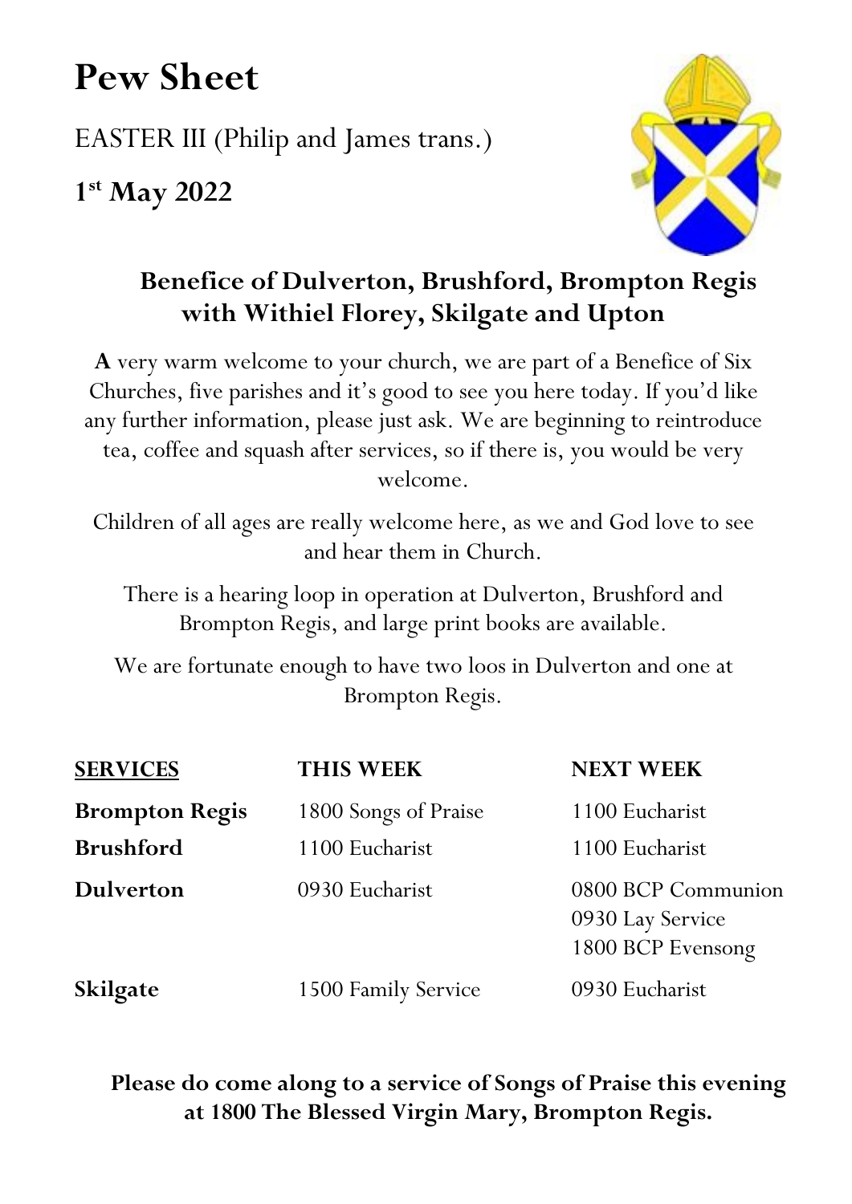# Pew Sheet

EASTER III (Philip and James trans.)

**1st May 2022**

## Benefice of Dulverton, Brushford, Brompton Regis with Withiel Florey, Skilgate and Upton

**A** very warm welcome to your church, we are part of a Benefice of Six Churches, five parishes and it's good to see you here today. If you'd like any further information, please just ask. We are beginning to reintroduce tea, coffee and squash after services, so if there is, you would be very welcome.

Children of all ages are really welcome here, as we and God love to see and hear them in Church.

There is a hearing loop in operation at Dulverton, Brushford and Brompton Regis, and large print books are available.

We are fortunate enough to have two loos in Dulverton and one at Brompton Regis.

| SERVICES | THIS WEEK | NEXT WEEK |
|---|---|---|
| **Brompton Regis** | 1800 Songs of Praise | 1100 Eucharist |
| **Brushford** | 1100 Eucharist | 1100 Eucharist |
| **Dulverton** | 0930 Eucharist | 0800 BCP Communion<br>0930 Lay Service<br>1800 BCP Evensong |
| **Skilgate** | 1500 Family Service | 0930 Eucharist |

**Please do come along to a service of Songs of Praise this evening at 1800 The Blessed Virgin Mary, Brompton Regis.**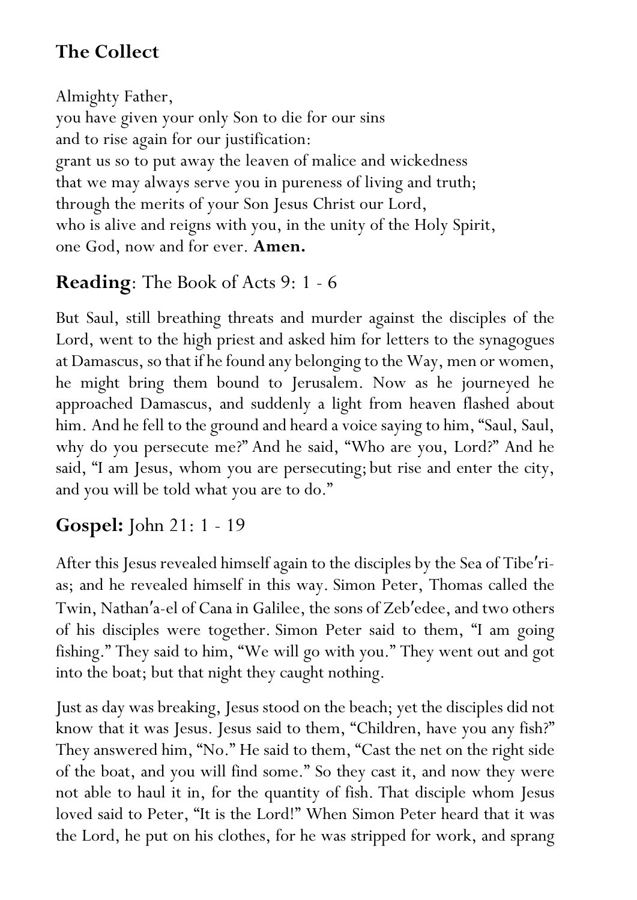## The Collect

Almighty Father,
you have given your only Son to die for our sins
and to rise again for our justification:
grant us so to put away the leaven of malice and wickedness
that we may always serve you in pureness of living and truth;
through the merits of your Son Jesus Christ our Lord,
who is alive and reigns with you, in the unity of the Holy Spirit,
one God, now and for ever. **Amen.**

## **Reading**: The Book of Acts 9: 1 - 6

But Saul, still breathing threats and murder against the disciples of the Lord, went to the high priest and asked him for letters to the synagogues at Damascus, so that if he found any belonging to the Way, men or women, he might bring them bound to Jerusalem. Now as he journeyed he approached Damascus, and suddenly a light from heaven flashed about him. And he fell to the ground and heard a voice saying to him, "Saul, Saul, why do you persecute me?" And he said, "Who are you, Lord?" And he said, "I am Jesus, whom you are persecuting; but rise and enter the city, and you will be told what you are to do."

## **Gospel:** John 21: 1 - 19

After this Jesus revealed himself again to the disciples by the Sea of Tibe′rias; and he revealed himself in this way. Simon Peter, Thomas called the Twin, Nathan′a-el of Cana in Galilee, the sons of Zeb′edee, and two others of his disciples were together. Simon Peter said to them, "I am going fishing." They said to him, "We will go with you." They went out and got into the boat; but that night they caught nothing.

Just as day was breaking, Jesus stood on the beach; yet the disciples did not know that it was Jesus. Jesus said to them, "Children, have you any fish?" They answered him, "No." He said to them, "Cast the net on the right side of the boat, and you will find some." So they cast it, and now they were not able to haul it in, for the quantity of fish. That disciple whom Jesus loved said to Peter, "It is the Lord!" When Simon Peter heard that it was the Lord, he put on his clothes, for he was stripped for work, and sprang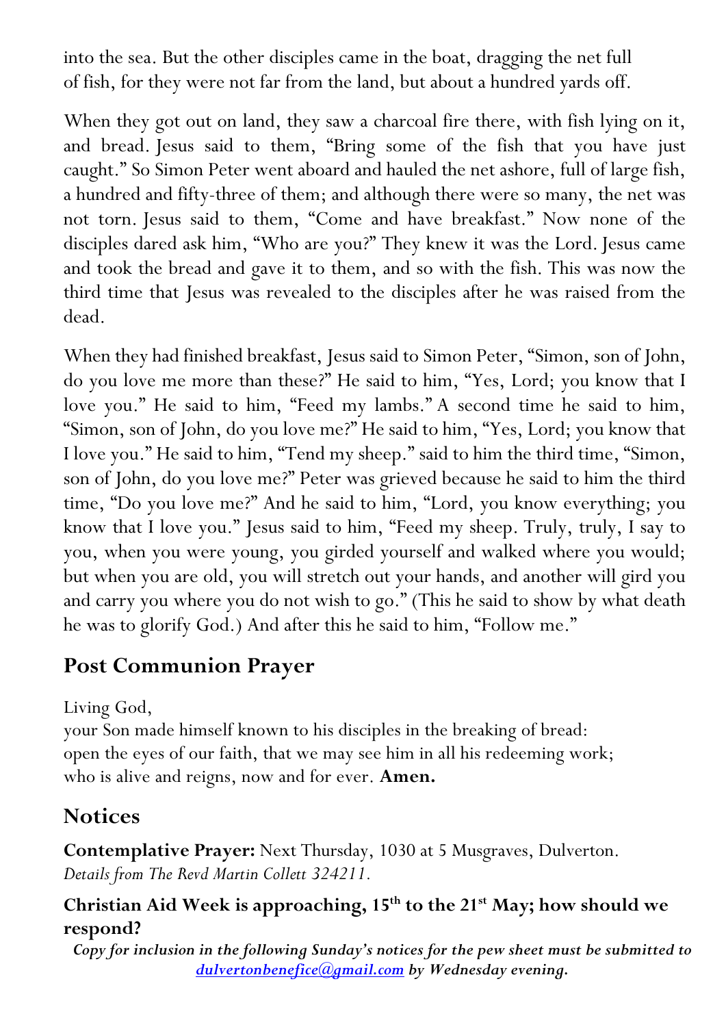into the sea. But the other disciples came in the boat, dragging the net full of fish, for they were not far from the land, but about a hundred yards off.

When they got out on land, they saw a charcoal fire there, with fish lying on it, and bread. Jesus said to them, “Bring some of the fish that you have just caught.” So Simon Peter went aboard and hauled the net ashore, full of large fish, a hundred and fifty-three of them; and although there were so many, the net was not torn. Jesus said to them, “Come and have breakfast.” Now none of the disciples dared ask him, “Who are you?” They knew it was the Lord. Jesus came and took the bread and gave it to them, and so with the fish. This was now the third time that Jesus was revealed to the disciples after he was raised from the dead.

When they had finished breakfast, Jesus said to Simon Peter, “Simon, son of John, do you love me more than these?” He said to him, “Yes, Lord; you know that I love you.” He said to him, “Feed my lambs.” A second time he said to him, “Simon, son of John, do you love me?” He said to him, “Yes, Lord; you know that I love you.” He said to him, “Tend my sheep.” said to him the third time, “Simon, son of John, do you love me?” Peter was grieved because he said to him the third time, “Do you love me?” And he said to him, “Lord, you know everything; you know that I love you.” Jesus said to him, “Feed my sheep. Truly, truly, I say to you, when you were young, you girded yourself and walked where you would; but when you are old, you will stretch out your hands, and another will gird you and carry you where you do not wish to go.” (This he said to show by what death he was to glorify God.) And after this he said to him, “Follow me.”

## Post Communion Prayer

Living God,
your Son made himself known to his disciples in the breaking of bread:
open the eyes of our faith, that we may see him in all his redeeming work;
who is alive and reigns, now and for ever. **Amen.**

## Notices

**Contemplative Prayer:** Next Thursday, 1030 at 5 Musgraves, Dulverton.
*Details from The Revd Martin Collett 324211.*

**Christian Aid Week is approaching, 15th to the 21st May; how should we respond?**

***Copy for inclusion in the following Sunday’s notices for the pew sheet must be submitted to [dulvertonbenefice@gmail.com](mailto:dulvertonbenefice@gmail.com) by Wednesday evening.***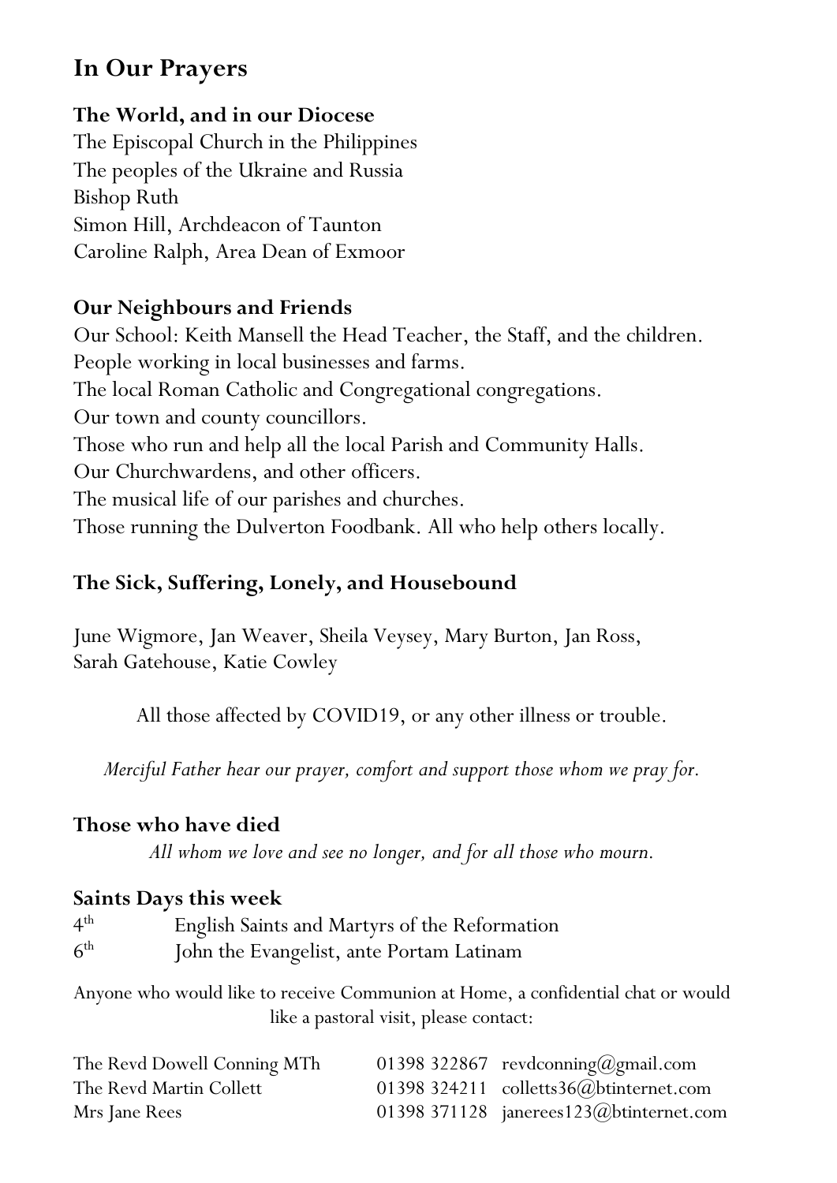## In Our Prayers

**The World, and in our Diocese**

The Episcopal Church in the Philippines
The peoples of the Ukraine and Russia
Bishop Ruth
Simon Hill, Archdeacon of Taunton
Caroline Ralph, Area Dean of Exmoor

**Our Neighbours and Friends**

Our School: Keith Mansell the Head Teacher, the Staff, and the children.
People working in local businesses and farms.
The local Roman Catholic and Congregational congregations.
Our town and county councillors.
Those who run and help all the local Parish and Community Halls.
Our Churchwardens, and other officers.
The musical life of our parishes and churches.
Those running the Dulverton Foodbank. All who help others locally.

**The Sick, Suffering, Lonely, and Housebound**

June Wigmore, Jan Weaver, Sheila Veysey, Mary Burton, Jan Ross, Sarah Gatehouse, Katie Cowley

All those affected by COVID19, or any other illness or trouble.

*Merciful Father hear our prayer, comfort and support those whom we pray for.*

**Those who have died**

*All whom we love and see no longer, and for all those who mourn.*

**Saints Days this week**

4th English Saints and Martyrs of the Reformation
6th John the Evangelist, ante Portam Latinam

Anyone who would like to receive Communion at Home, a confidential chat or would like a pastoral visit, please contact:

| | | |
|---|---|---|
| The Revd Dowell Conning MTh | 01398 322867 | revdconning@gmail.com |
| The Revd Martin Collett | 01398 324211 | colletts36@btinternet.com |
| Mrs Jane Rees | 01398 371128 | janerees123@btinternet.com |